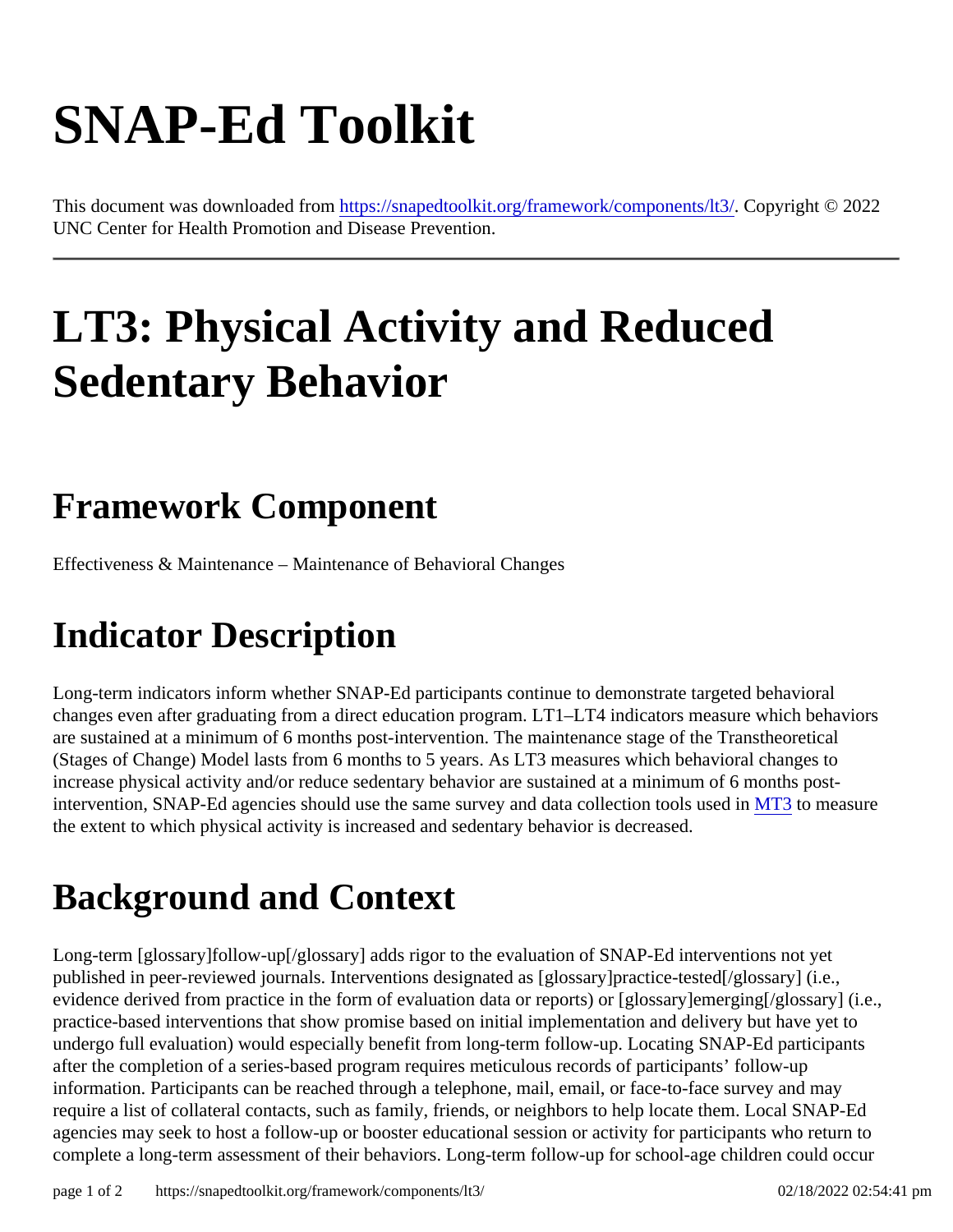# SNAP-Ed Toolkit

This document was downloaded from https://snapedtoolkit.org/framework/components/lt3/. Copyright © 2022 UNC Center for Health Promotion and Disease Prevention.

---

# LT3: Physical Activity and Reduced Sedentary Behavior

## Framework Component

Effectiveness & Maintenance – Maintenance of Behavioral Changes

## Indicator Description

Long-term indicators inform whether SNAP-Ed participants continue to demonstrate targeted behavioral changes even after graduating from a direct education program. LT1–LT4 indicators measure which behaviors are sustained at a minimum of 6 months post-intervention. The maintenance stage of the Transtheoretical (Stages of Change) Model lasts from 6 months to 5 years. As LT3 measures which behavioral changes to increase physical activity and/or reduce sedentary behavior are sustained at a minimum of 6 months post-intervention, SNAP-Ed agencies should use the same survey and data collection tools used in MT3 to measure the extent to which physical activity is increased and sedentary behavior is decreased.

## Background and Context

Long-term [glossary]follow-up[/glossary] adds rigor to the evaluation of SNAP-Ed interventions not yet published in peer-reviewed journals. Interventions designated as [glossary]practice-tested[/glossary] (i.e., evidence derived from practice in the form of evaluation data or reports) or [glossary]emerging[/glossary] (i.e., practice-based interventions that show promise based on initial implementation and delivery but have yet to undergo full evaluation) would especially benefit from long-term follow-up. Locating SNAP-Ed participants after the completion of a series-based program requires meticulous records of participants' follow-up information. Participants can be reached through a telephone, mail, email, or face-to-face survey and may require a list of collateral contacts, such as family, friends, or neighbors to help locate them. Local SNAP-Ed agencies may seek to host a follow-up or booster educational session or activity for participants who return to complete a long-term assessment of their behaviors. Long-term follow-up for school-age children could occur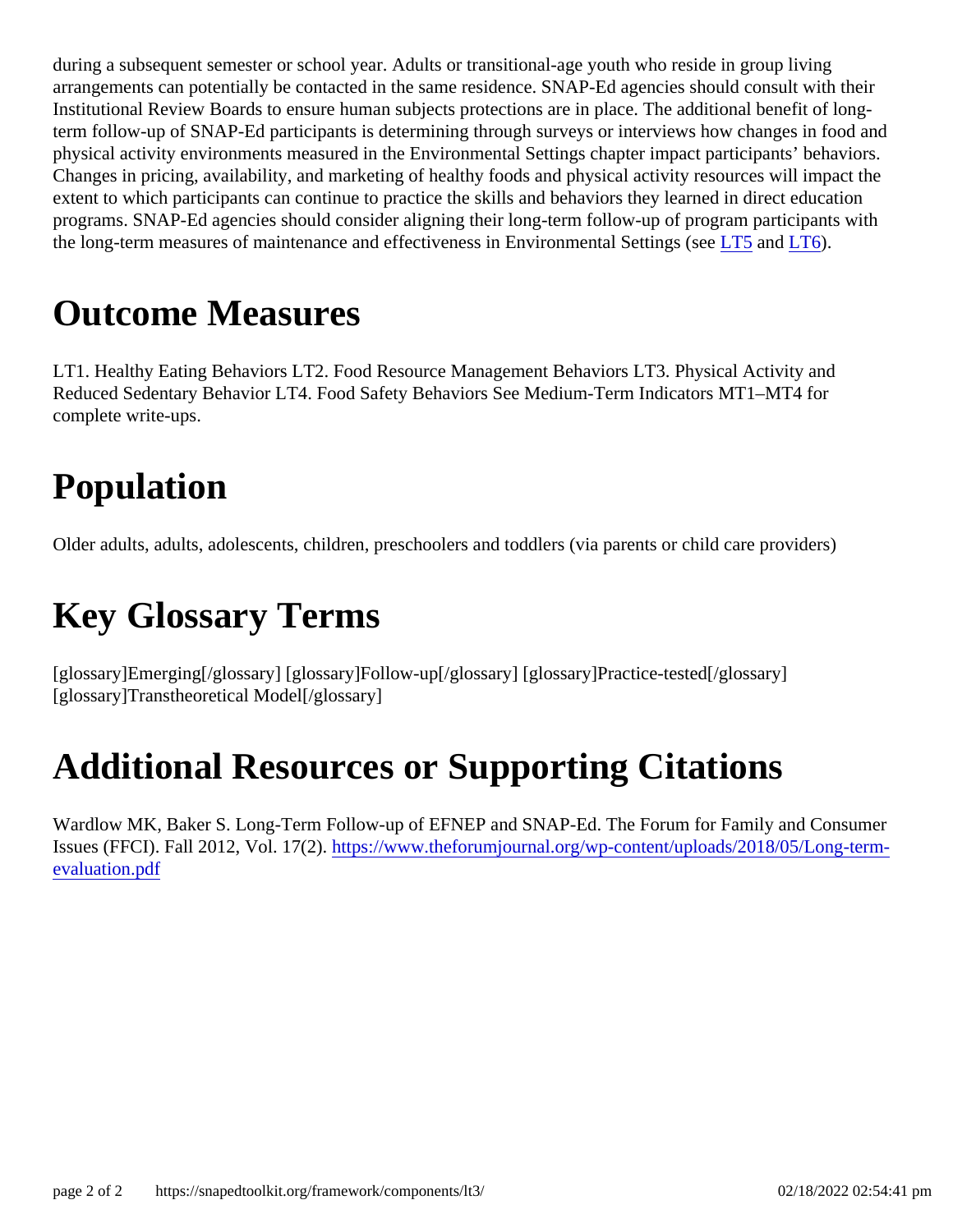during a subsequent semester or school year. Adults or transitional-age youth who reside in group living arrangements can potentially be contacted in the same residence. SNAP-Ed agencies should consult with their Institutional Review Boards to ensure human subjects protections are in place. The additional benefit of long-term follow-up of SNAP-Ed participants is determining through surveys or interviews how changes in food and physical activity environments measured in the Environmental Settings chapter impact participants' behaviors. Changes in pricing, availability, and marketing of healthy foods and physical activity resources will impact the extent to which participants can continue to practice the skills and behaviors they learned in direct education programs. SNAP-Ed agencies should consider aligning their long-term follow-up of program participants with the long-term measures of maintenance and effectiveness in Environmental Settings (see LT5 and LT6).

# Outcome Measures

LT1. Healthy Eating Behaviors LT2. Food Resource Management Behaviors LT3. Physical Activity and Reduced Sedentary Behavior LT4. Food Safety Behaviors See Medium-Term Indicators MT1–MT4 for complete write-ups.

# Population

Older adults, adults, adolescents, children, preschoolers and toddlers (via parents or child care providers)

# Key Glossary Terms

[glossary]Emerging[/glossary] [glossary]Follow-up[/glossary] [glossary]Practice-tested[/glossary] [glossary]Transtheoretical Model[/glossary]

# Additional Resources or Supporting Citations

Wardlow MK, Baker S. Long-Term Follow-up of EFNEP and SNAP-Ed. The Forum for Family and Consumer Issues (FFCI). Fall 2012, Vol. 17(2). https://www.theforumjournal.org/wp-content/uploads/2018/05/Long-term-evaluation.pdf